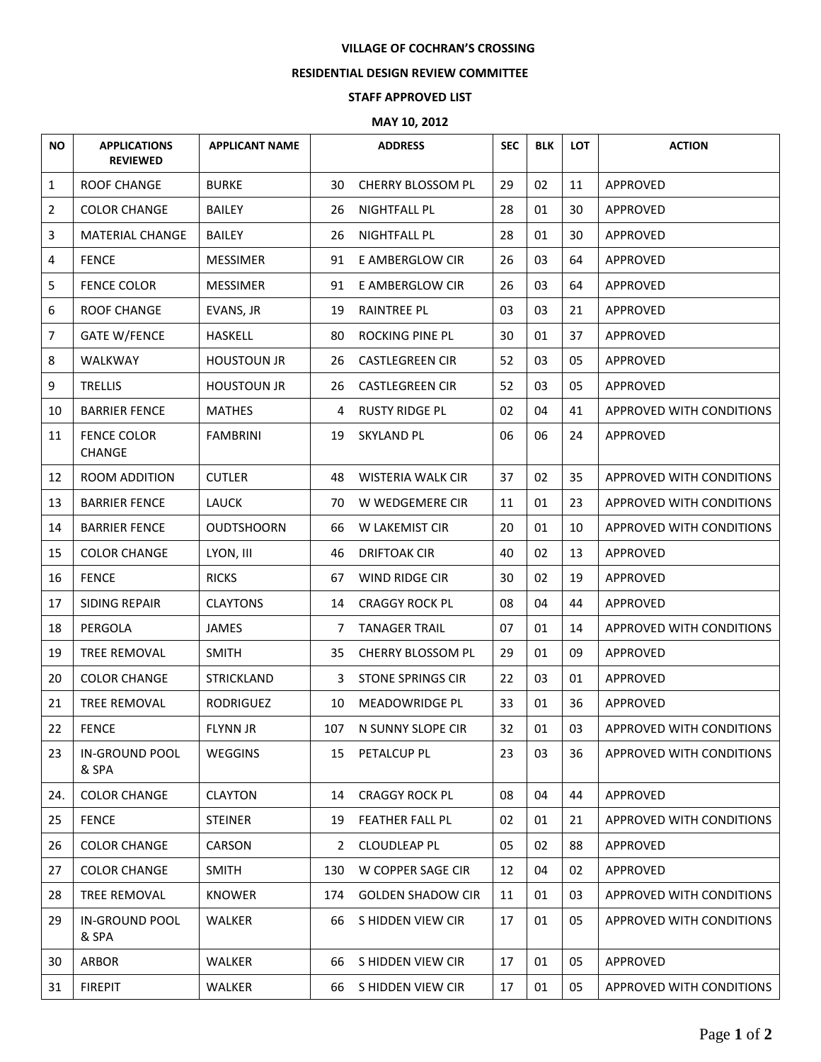**VILLAGE OF COCHRAN'S CROSSING**

**RESIDENTIAL DESIGN REVIEW COMMITTEE**

**STAFF APPROVED LIST**

**MAY 10, 2012**

| NO | APPLICATIONS REVIEWED | APPLICANT NAME | ADDRESS | | SEC | BLK | LOT | ACTION |
|---|---|---|---|---|---|---|---|---|
| 1 | ROOF CHANGE | BURKE | 30 | CHERRY BLOSSOM PL | 29 | 02 | 11 | APPROVED |
| 2 | COLOR CHANGE | BAILEY | 26 | NIGHTFALL PL | 28 | 01 | 30 | APPROVED |
| 3 | MATERIAL CHANGE | BAILEY | 26 | NIGHTFALL PL | 28 | 01 | 30 | APPROVED |
| 4 | FENCE | MESSIMER | 91 | E AMBERGLOW CIR | 26 | 03 | 64 | APPROVED |
| 5 | FENCE COLOR | MESSIMER | 91 | E AMBERGLOW CIR | 26 | 03 | 64 | APPROVED |
| 6 | ROOF CHANGE | EVANS, JR | 19 | RAINTREE PL | 03 | 03 | 21 | APPROVED |
| 7 | GATE W/FENCE | HASKELL | 80 | ROCKING PINE PL | 30 | 01 | 37 | APPROVED |
| 8 | WALKWAY | HOUSTOUN JR | 26 | CASTLEGREEN CIR | 52 | 03 | 05 | APPROVED |
| 9 | TRELLIS | HOUSTOUN JR | 26 | CASTLEGREEN CIR | 52 | 03 | 05 | APPROVED |
| 10 | BARRIER FENCE | MATHES | 4 | RUSTY RIDGE PL | 02 | 04 | 41 | APPROVED WITH CONDITIONS |
| 11 | FENCE COLOR CHANGE | FAMBRINI | 19 | SKYLAND PL | 06 | 06 | 24 | APPROVED |
| 12 | ROOM ADDITION | CUTLER | 48 | WISTERIA WALK CIR | 37 | 02 | 35 | APPROVED WITH CONDITIONS |
| 13 | BARRIER FENCE | LAUCK | 70 | W WEDGEMERE CIR | 11 | 01 | 23 | APPROVED WITH CONDITIONS |
| 14 | BARRIER FENCE | OUDTSHOORN | 66 | W LAKEMIST CIR | 20 | 01 | 10 | APPROVED WITH CONDITIONS |
| 15 | COLOR CHANGE | LYON, III | 46 | DRIFTOAK CIR | 40 | 02 | 13 | APPROVED |
| 16 | FENCE | RICKS | 67 | WIND RIDGE CIR | 30 | 02 | 19 | APPROVED |
| 17 | SIDING REPAIR | CLAYTONS | 14 | CRAGGY ROCK PL | 08 | 04 | 44 | APPROVED |
| 18 | PERGOLA | JAMES | 7 | TANAGER TRAIL | 07 | 01 | 14 | APPROVED WITH CONDITIONS |
| 19 | TREE REMOVAL | SMITH | 35 | CHERRY BLOSSOM PL | 29 | 01 | 09 | APPROVED |
| 20 | COLOR CHANGE | STRICKLAND | 3 | STONE SPRINGS CIR | 22 | 03 | 01 | APPROVED |
| 21 | TREE REMOVAL | RODRIGUEZ | 10 | MEADOWRIDGE PL | 33 | 01 | 36 | APPROVED |
| 22 | FENCE | FLYNN JR | 107 | N SUNNY SLOPE CIR | 32 | 01 | 03 | APPROVED WITH CONDITIONS |
| 23 | IN-GROUND POOL & SPA | WEGGINS | 15 | PETALCUP PL | 23 | 03 | 36 | APPROVED WITH CONDITIONS |
| 24. | COLOR CHANGE | CLAYTON | 14 | CRAGGY ROCK PL | 08 | 04 | 44 | APPROVED |
| 25 | FENCE | STEINER | 19 | FEATHER FALL PL | 02 | 01 | 21 | APPROVED WITH CONDITIONS |
| 26 | COLOR CHANGE | CARSON | 2 | CLOUDLEAP PL | 05 | 02 | 88 | APPROVED |
| 27 | COLOR CHANGE | SMITH | 130 | W COPPER SAGE CIR | 12 | 04 | 02 | APPROVED |
| 28 | TREE REMOVAL | KNOWER | 174 | GOLDEN SHADOW CIR | 11 | 01 | 03 | APPROVED WITH CONDITIONS |
| 29 | IN-GROUND POOL & SPA | WALKER | 66 | S HIDDEN VIEW CIR | 17 | 01 | 05 | APPROVED WITH CONDITIONS |
| 30 | ARBOR | WALKER | 66 | S HIDDEN VIEW CIR | 17 | 01 | 05 | APPROVED |
| 31 | FIREPIT | WALKER | 66 | S HIDDEN VIEW CIR | 17 | 01 | 05 | APPROVED WITH CONDITIONS |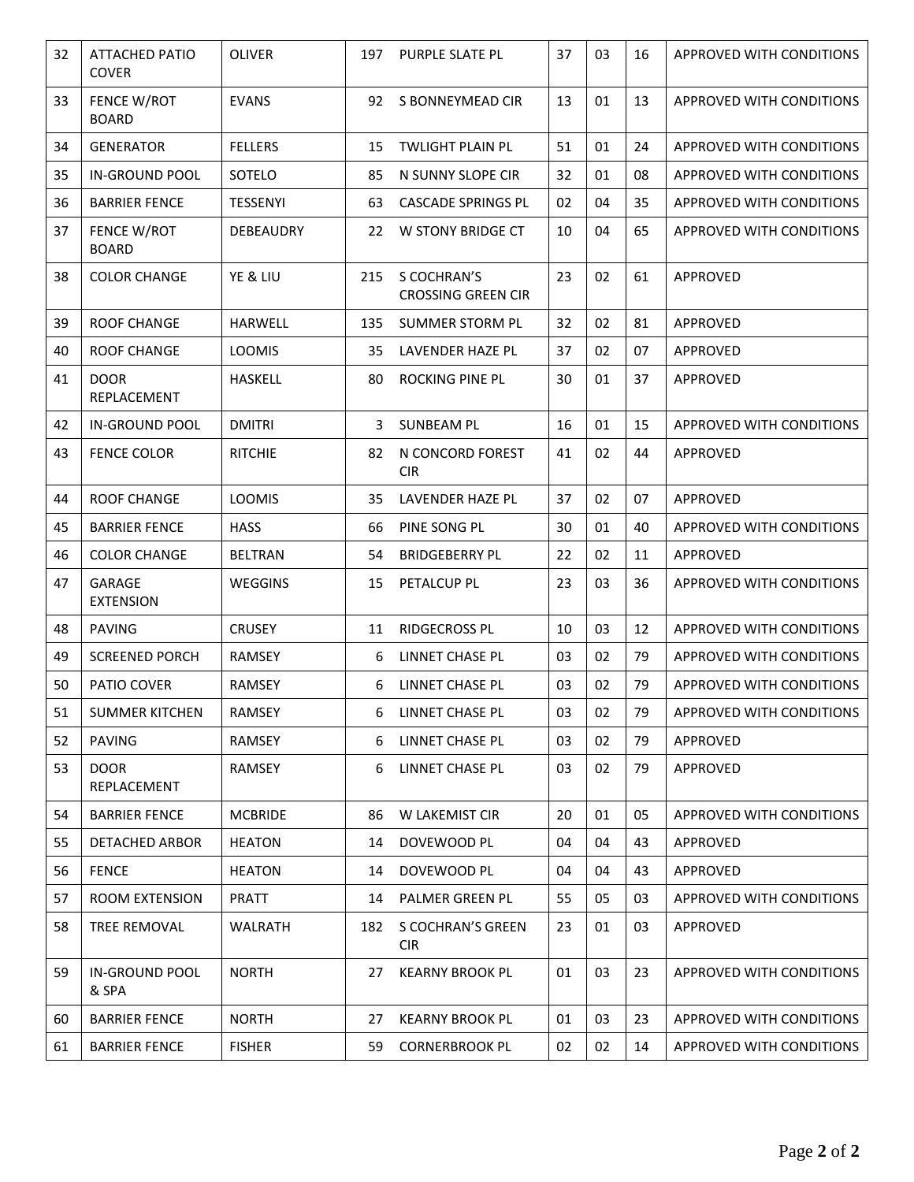| | | | | | | | | |
|---|---|---|---|---|---|---|---|---|
| 32 | ATTACHED PATIO COVER | OLIVER | 197 | PURPLE SLATE PL | 37 | 03 | 16 | APPROVED WITH CONDITIONS |
| 33 | FENCE W/ROT BOARD | EVANS | 92 | S BONNEYMEAD CIR | 13 | 01 | 13 | APPROVED WITH CONDITIONS |
| 34 | GENERATOR | FELLERS | 15 | TWLIGHT PLAIN PL | 51 | 01 | 24 | APPROVED WITH CONDITIONS |
| 35 | IN-GROUND POOL | SOTELO | 85 | N SUNNY SLOPE CIR | 32 | 01 | 08 | APPROVED WITH CONDITIONS |
| 36 | BARRIER FENCE | TESSENYI | 63 | CASCADE SPRINGS PL | 02 | 04 | 35 | APPROVED WITH CONDITIONS |
| 37 | FENCE W/ROT BOARD | DEBEAUDRY | 22 | W STONY BRIDGE CT | 10 | 04 | 65 | APPROVED WITH CONDITIONS |
| 38 | COLOR CHANGE | YE & LIU | 215 | S COCHRAN'S CROSSING GREEN CIR | 23 | 02 | 61 | APPROVED |
| 39 | ROOF CHANGE | HARWELL | 135 | SUMMER STORM PL | 32 | 02 | 81 | APPROVED |
| 40 | ROOF CHANGE | LOOMIS | 35 | LAVENDER HAZE PL | 37 | 02 | 07 | APPROVED |
| 41 | DOOR REPLACEMENT | HASKELL | 80 | ROCKING PINE PL | 30 | 01 | 37 | APPROVED |
| 42 | IN-GROUND POOL | DMITRI | 3 | SUNBEAM PL | 16 | 01 | 15 | APPROVED WITH CONDITIONS |
| 43 | FENCE COLOR | RITCHIE | 82 | N CONCORD FOREST CIR | 41 | 02 | 44 | APPROVED |
| 44 | ROOF CHANGE | LOOMIS | 35 | LAVENDER HAZE PL | 37 | 02 | 07 | APPROVED |
| 45 | BARRIER FENCE | HASS | 66 | PINE SONG PL | 30 | 01 | 40 | APPROVED WITH CONDITIONS |
| 46 | COLOR CHANGE | BELTRAN | 54 | BRIDGEBERRY PL | 22 | 02 | 11 | APPROVED |
| 47 | GARAGE EXTENSION | WEGGINS | 15 | PETALCUP PL | 23 | 03 | 36 | APPROVED WITH CONDITIONS |
| 48 | PAVING | CRUSEY | 11 | RIDGECROSS PL | 10 | 03 | 12 | APPROVED WITH CONDITIONS |
| 49 | SCREENED PORCH | RAMSEY | 6 | LINNET CHASE PL | 03 | 02 | 79 | APPROVED WITH CONDITIONS |
| 50 | PATIO COVER | RAMSEY | 6 | LINNET CHASE PL | 03 | 02 | 79 | APPROVED WITH CONDITIONS |
| 51 | SUMMER KITCHEN | RAMSEY | 6 | LINNET CHASE PL | 03 | 02 | 79 | APPROVED WITH CONDITIONS |
| 52 | PAVING | RAMSEY | 6 | LINNET CHASE PL | 03 | 02 | 79 | APPROVED |
| 53 | DOOR REPLACEMENT | RAMSEY | 6 | LINNET CHASE PL | 03 | 02 | 79 | APPROVED |
| 54 | BARRIER FENCE | MCBRIDE | 86 | W LAKEMIST CIR | 20 | 01 | 05 | APPROVED WITH CONDITIONS |
| 55 | DETACHED ARBOR | HEATON | 14 | DOVEWOOD PL | 04 | 04 | 43 | APPROVED |
| 56 | FENCE | HEATON | 14 | DOVEWOOD PL | 04 | 04 | 43 | APPROVED |
| 57 | ROOM EXTENSION | PRATT | 14 | PALMER GREEN PL | 55 | 05 | 03 | APPROVED WITH CONDITIONS |
| 58 | TREE REMOVAL | WALRATH | 182 | S COCHRAN'S GREEN CIR | 23 | 01 | 03 | APPROVED |
| 59 | IN-GROUND POOL & SPA | NORTH | 27 | KEARNY BROOK PL | 01 | 03 | 23 | APPROVED WITH CONDITIONS |
| 60 | BARRIER FENCE | NORTH | 27 | KEARNY BROOK PL | 01 | 03 | 23 | APPROVED WITH CONDITIONS |
| 61 | BARRIER FENCE | FISHER | 59 | CORNERBROOK PL | 02 | 02 | 14 | APPROVED WITH CONDITIONS |